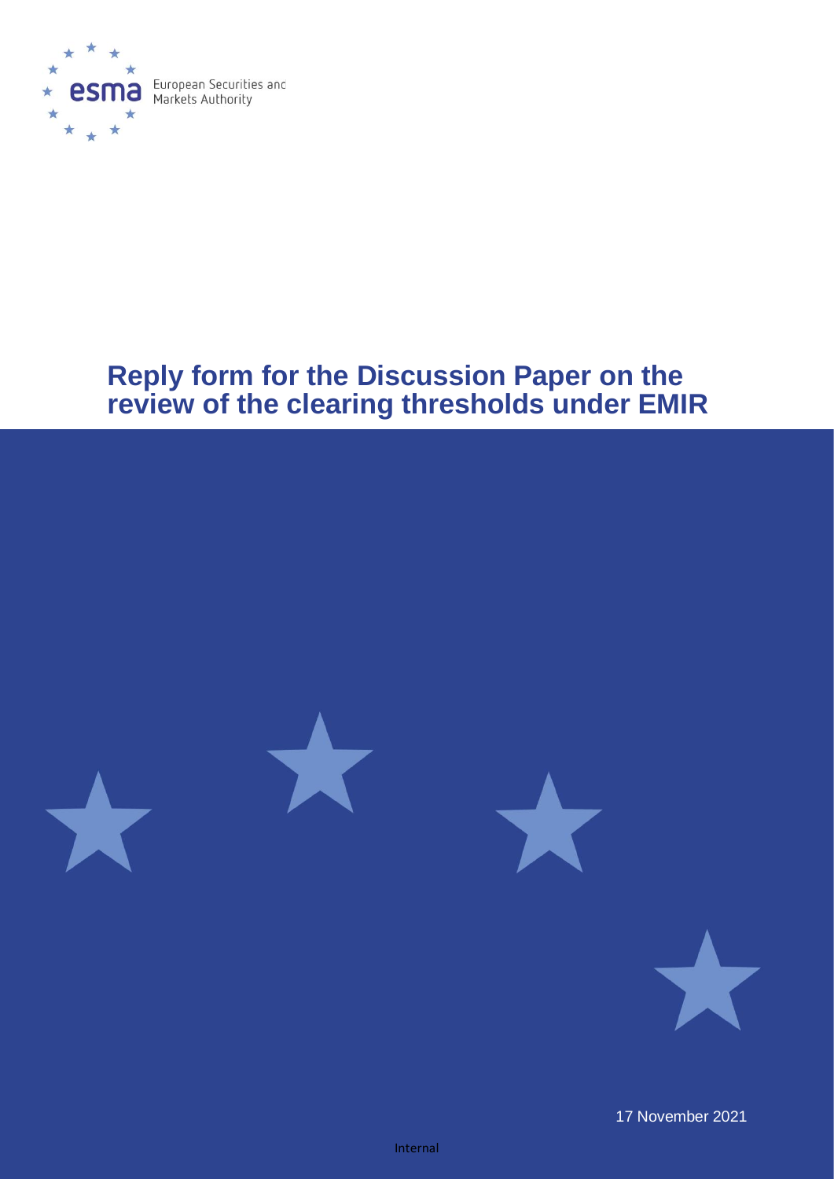European Securities and Markets Authority

# Reply form for the Discussion Paper on the review of the clearing thresholds under EMIR

17 November 2021

Internal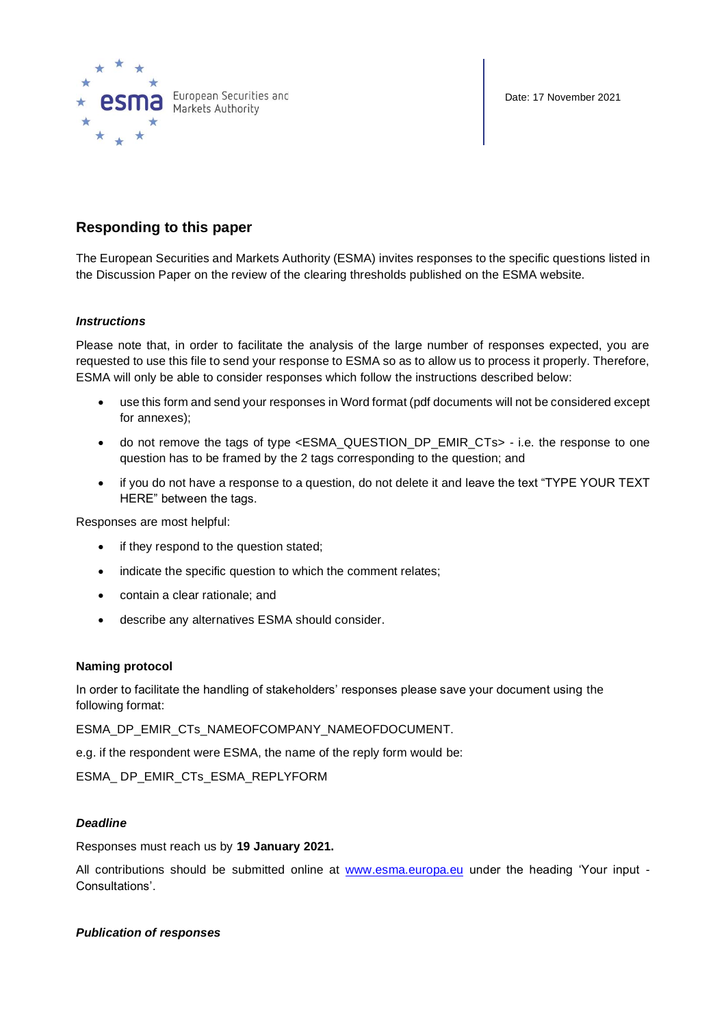Date: 17 November 2021

## Responding to this paper

The European Securities and Markets Authority (ESMA) invites responses to the specific questions listed in the Discussion Paper on the review of the clearing thresholds published on the ESMA website.

### *Instructions*

Please note that, in order to facilitate the analysis of the large number of responses expected, you are requested to use this file to send your response to ESMA so as to allow us to process it properly. Therefore, ESMA will only be able to consider responses which follow the instructions described below:

- use this form and send your responses in Word format (pdf documents will not be considered except for annexes);
- do not remove the tags of type <ESMA_QUESTION_DP_EMIR_CTs> - i.e. the response to one question has to be framed by the 2 tags corresponding to the question; and
- if you do not have a response to a question, do not delete it and leave the text "TYPE YOUR TEXT HERE" between the tags.

Responses are most helpful:

- if they respond to the question stated;
- indicate the specific question to which the comment relates;
- contain a clear rationale; and
- describe any alternatives ESMA should consider.

### Naming protocol

In order to facilitate the handling of stakeholders' responses please save your document using the following format:

ESMA_DP_EMIR_CTs_NAMEOFCOMPANY_NAMEOFDOCUMENT.

e.g. if the respondent were ESMA, the name of the reply form would be:

ESMA_ DP_EMIR_CTs_ESMA_REPLYFORM

### *Deadline*

Responses must reach us by **19 January 2021.**

All contributions should be submitted online at [www.esma.europa.eu](www.esma.europa.eu) under the heading 'Your input - Consultations'.

### *Publication of responses*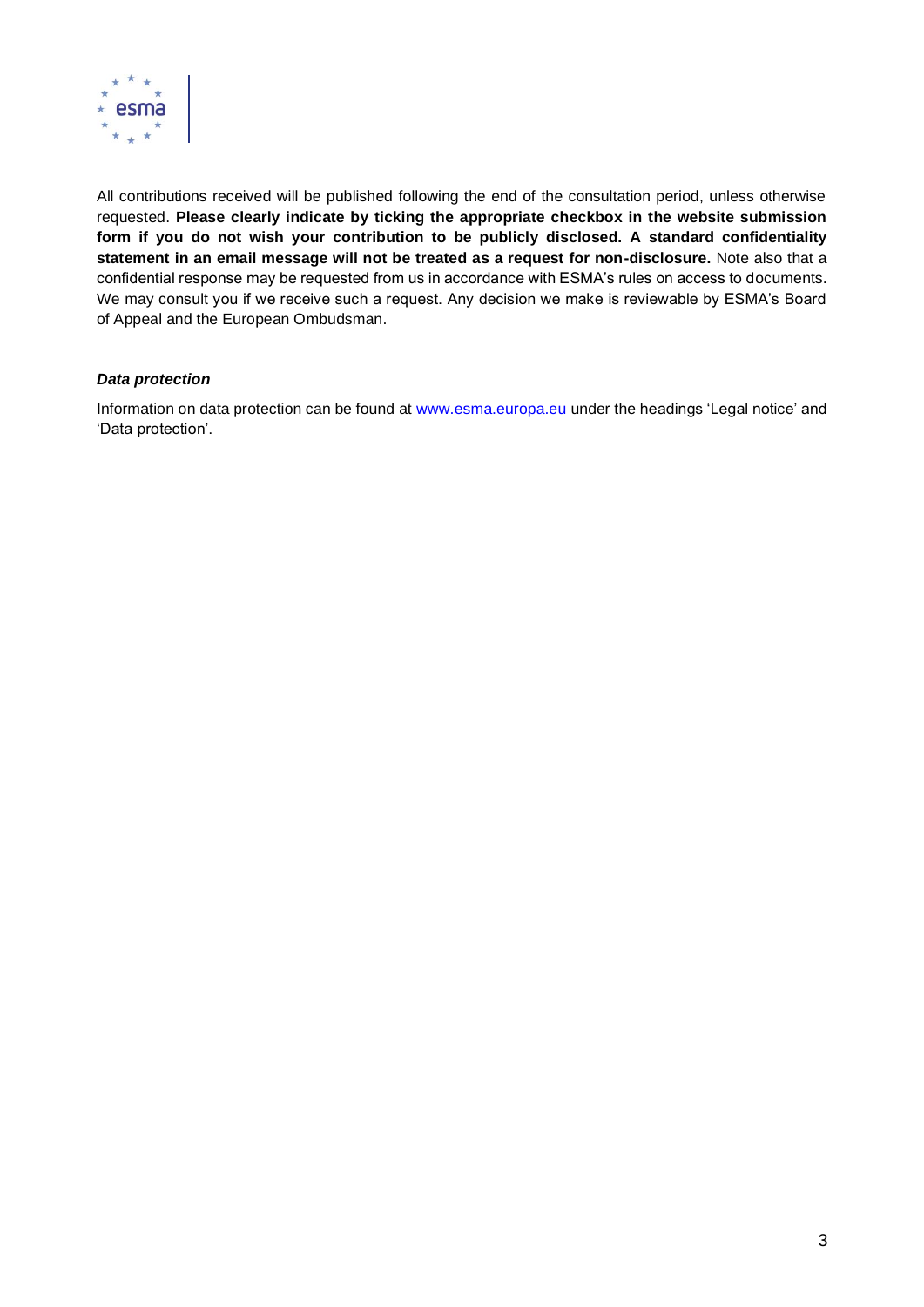All contributions received will be published following the end of the consultation period, unless otherwise requested. **Please clearly indicate by ticking the appropriate checkbox in the website submission form if you do not wish your contribution to be publicly disclosed. A standard confidentiality statement in an email message will not be treated as a request for non-disclosure.** Note also that a confidential response may be requested from us in accordance with ESMA's rules on access to documents. We may consult you if we receive such a request. Any decision we make is reviewable by ESMA's Board of Appeal and the European Ombudsman.

***Data protection***

Information on data protection can be found at [www.esma.europa.eu](http://www.esma.europa.eu) under the headings 'Legal notice' and 'Data protection'.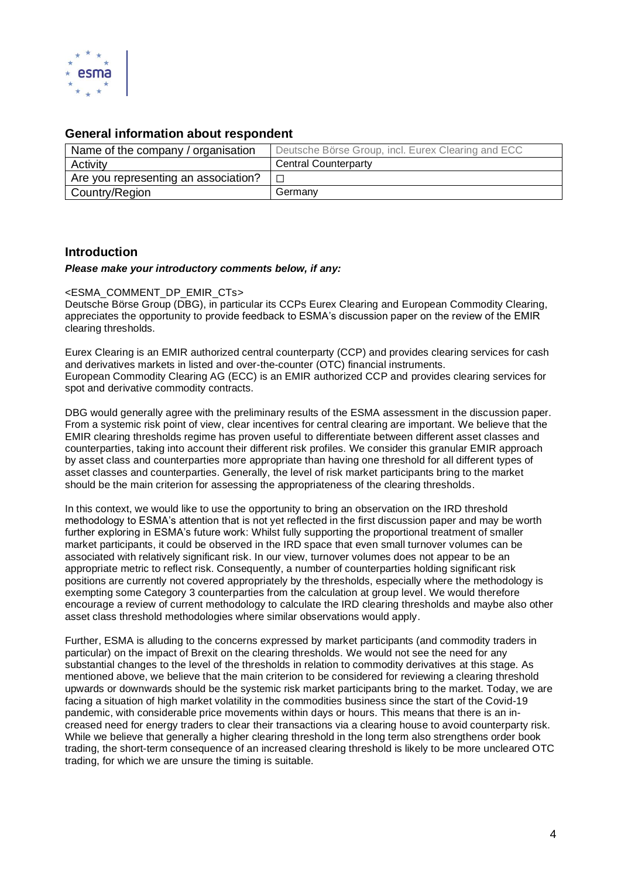## General information about respondent

| Name of the company / organisation | Deutsche Börse Group, incl. Eurex Clearing and ECC |
|---|---|
| Activity | Central Counterparty |
| Are you representing an association? | ☐ |
| Country/Region | Germany |

## Introduction

***Please make your introductory comments below, if any:***

<ESMA_COMMENT_DP_EMIR_CTs>

Deutsche Börse Group (DBG), in particular its CCPs Eurex Clearing and European Commodity Clearing, appreciates the opportunity to provide feedback to ESMA's discussion paper on the review of the EMIR clearing thresholds.

Eurex Clearing is an EMIR authorized central counterparty (CCP) and provides clearing services for cash and derivatives markets in listed and over-the-counter (OTC) financial instruments.
European Commodity Clearing AG (ECC) is an EMIR authorized CCP and provides clearing services for spot and derivative commodity contracts.

DBG would generally agree with the preliminary results of the ESMA assessment in the discussion paper. From a systemic risk point of view, clear incentives for central clearing are important. We believe that the EMIR clearing thresholds regime has proven useful to differentiate between different asset classes and counterparties, taking into account their different risk profiles. We consider this granular EMIR approach by asset class and counterparties more appropriate than having one threshold for all different types of asset classes and counterparties. Generally, the level of risk market participants bring to the market should be the main criterion for assessing the appropriateness of the clearing thresholds.

In this context, we would like to use the opportunity to bring an observation on the IRD threshold methodology to ESMA's attention that is not yet reflected in the first discussion paper and may be worth further exploring in ESMA's future work: Whilst fully supporting the proportional treatment of smaller market participants, it could be observed in the IRD space that even small turnover volumes can be associated with relatively significant risk. In our view, turnover volumes does not appear to be an appropriate metric to reflect risk. Consequently, a number of counterparties holding significant risk positions are currently not covered appropriately by the thresholds, especially where the methodology is exempting some Category 3 counterparties from the calculation at group level. We would therefore encourage a review of current methodology to calculate the IRD clearing thresholds and maybe also other asset class threshold methodologies where similar observations would apply.

Further, ESMA is alluding to the concerns expressed by market participants (and commodity traders in particular) on the impact of Brexit on the clearing thresholds. We would not see the need for any substantial changes to the level of the thresholds in relation to commodity derivatives at this stage. As mentioned above, we believe that the main criterion to be considered for reviewing a clearing threshold upwards or downwards should be the systemic risk market participants bring to the market. Today, we are facing a situation of high market volatility in the commodities business since the start of the Covid-19 pandemic, with considerable price movements within days or hours. This means that there is an increased need for energy traders to clear their transactions via a clearing house to avoid counterparty risk. While we believe that generally a higher clearing threshold in the long term also strengthens order book trading, the short-term consequence of an increased clearing threshold is likely to be more uncleared OTC trading, for which we are unsure the timing is suitable.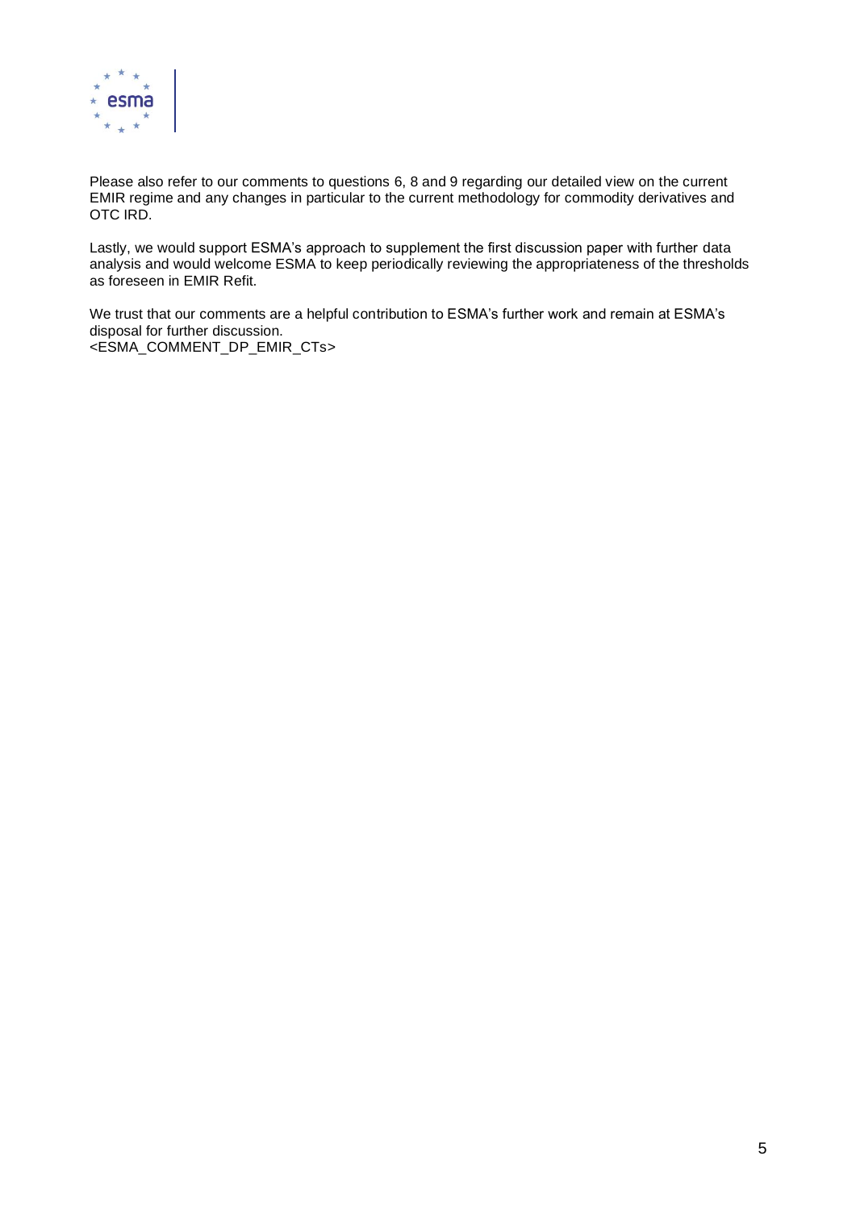Please also refer to our comments to questions 6, 8 and 9 regarding our detailed view on the current EMIR regime and any changes in particular to the current methodology for commodity derivatives and OTC IRD.

Lastly, we would support ESMA's approach to supplement the first discussion paper with further data analysis and would welcome ESMA to keep periodically reviewing the appropriateness of the thresholds as foreseen in EMIR Refit.

We trust that our comments are a helpful contribution to ESMA's further work and remain at ESMA's disposal for further discussion.
<ESMA_COMMENT_DP_EMIR_CTs>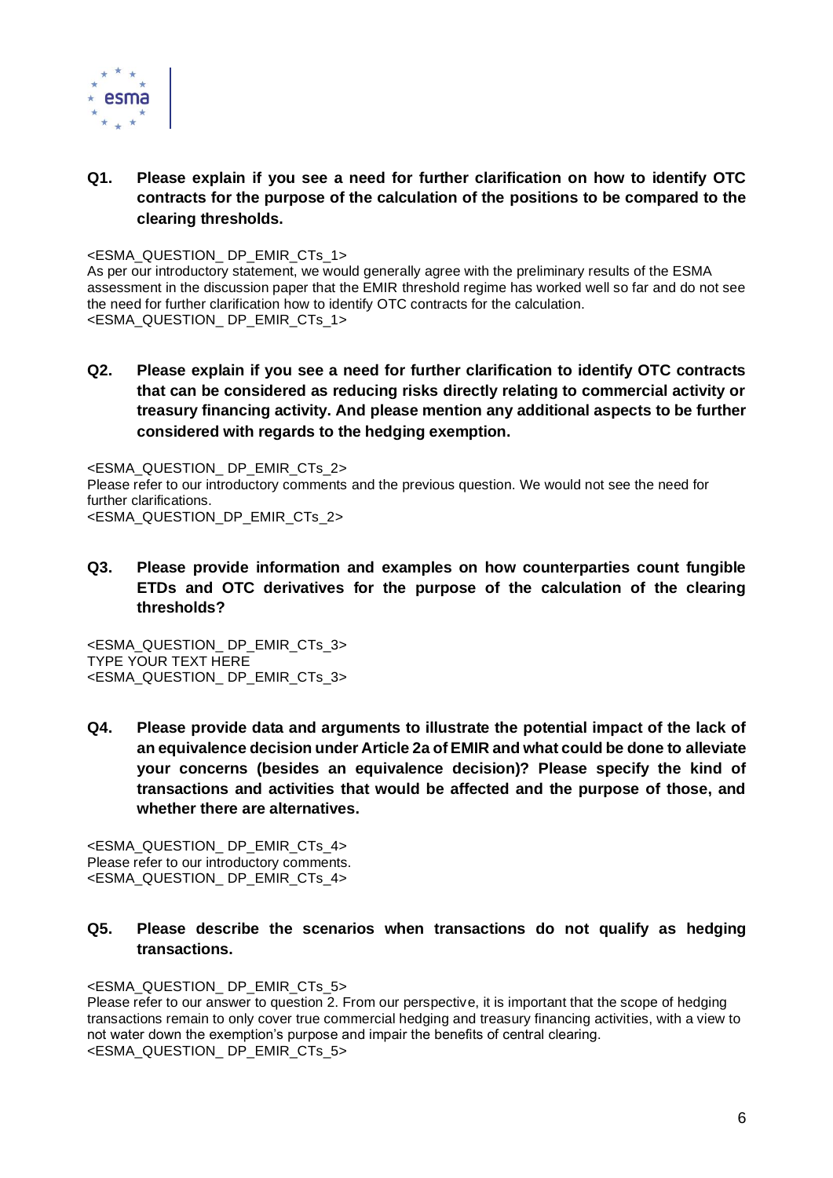**Q1. Please explain if you see a need for further clarification on how to identify OTC contracts for the purpose of the calculation of the positions to be compared to the clearing thresholds.**

<ESMA_QUESTION_ DP_EMIR_CTs_1>
As per our introductory statement, we would generally agree with the preliminary results of the ESMA assessment in the discussion paper that the EMIR threshold regime has worked well so far and do not see the need for further clarification how to identify OTC contracts for the calculation.
<ESMA_QUESTION_ DP_EMIR_CTs_1>

**Q2. Please explain if you see a need for further clarification to identify OTC contracts that can be considered as reducing risks directly relating to commercial activity or treasury financing activity. And please mention any additional aspects to be further considered with regards to the hedging exemption.**

<ESMA_QUESTION_ DP_EMIR_CTs_2>
Please refer to our introductory comments and the previous question. We would not see the need for further clarifications.
<ESMA_QUESTION_DP_EMIR_CTs_2>

**Q3. Please provide information and examples on how counterparties count fungible ETDs and OTC derivatives for the purpose of the calculation of the clearing thresholds?**

<ESMA_QUESTION_ DP_EMIR_CTs_3>
TYPE YOUR TEXT HERE
<ESMA_QUESTION_ DP_EMIR_CTs_3>

**Q4. Please provide data and arguments to illustrate the potential impact of the lack of an equivalence decision under Article 2a of EMIR and what could be done to alleviate your concerns (besides an equivalence decision)? Please specify the kind of transactions and activities that would be affected and the purpose of those, and whether there are alternatives.**

<ESMA_QUESTION_ DP_EMIR_CTs_4>
Please refer to our introductory comments.
<ESMA_QUESTION_ DP_EMIR_CTs_4>

**Q5. Please describe the scenarios when transactions do not qualify as hedging transactions.**

<ESMA_QUESTION_ DP_EMIR_CTs_5>
Please refer to our answer to question 2. From our perspective, it is important that the scope of hedging transactions remain to only cover true commercial hedging and treasury financing activities, with a view to not water down the exemption's purpose and impair the benefits of central clearing.
<ESMA_QUESTION_ DP_EMIR_CTs_5>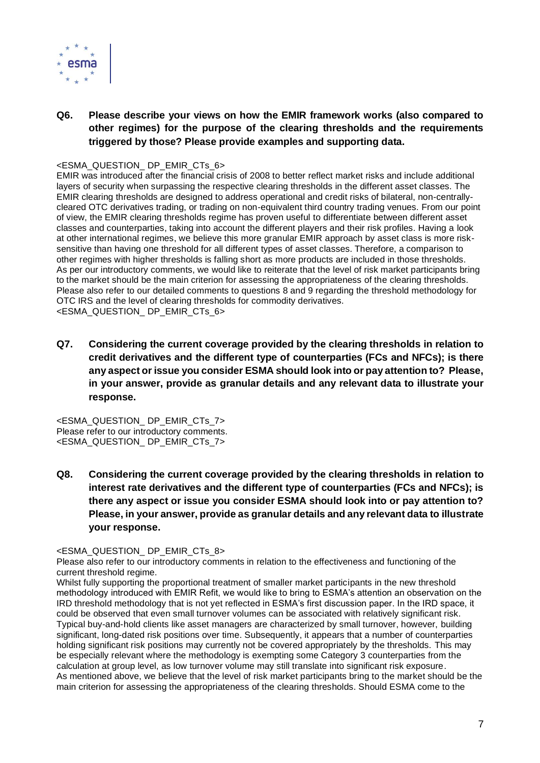**Q6. Please describe your views on how the EMIR framework works (also compared to other regimes) for the purpose of the clearing thresholds and the requirements triggered by those? Please provide examples and supporting data.**

<ESMA_QUESTION_ DP_EMIR_CTs_6>
EMIR was introduced after the financial crisis of 2008 to better reflect market risks and include additional layers of security when surpassing the respective clearing thresholds in the different asset classes. The EMIR clearing thresholds are designed to address operational and credit risks of bilateral, non-centrally-cleared OTC derivatives trading, or trading on non-equivalent third country trading venues. From our point of view, the EMIR clearing thresholds regime has proven useful to differentiate between different asset classes and counterparties, taking into account the different players and their risk profiles. Having a look at other international regimes, we believe this more granular EMIR approach by asset class is more risk-sensitive than having one threshold for all different types of asset classes. Therefore, a comparison to other regimes with higher thresholds is falling short as more products are included in those thresholds. As per our introductory comments, we would like to reiterate that the level of risk market participants bring to the market should be the main criterion for assessing the appropriateness of the clearing thresholds. Please also refer to our detailed comments to questions 8 and 9 regarding the threshold methodology for OTC IRS and the level of clearing thresholds for commodity derivatives.
<ESMA_QUESTION_ DP_EMIR_CTs_6>

**Q7. Considering the current coverage provided by the clearing thresholds in relation to credit derivatives and the different type of counterparties (FCs and NFCs); is there any aspect or issue you consider ESMA should look into or pay attention to? Please, in your answer, provide as granular details and any relevant data to illustrate your response.**

<ESMA_QUESTION_ DP_EMIR_CTs_7>
Please refer to our introductory comments.
<ESMA_QUESTION_ DP_EMIR_CTs_7>

**Q8. Considering the current coverage provided by the clearing thresholds in relation to interest rate derivatives and the different type of counterparties (FCs and NFCs); is there any aspect or issue you consider ESMA should look into or pay attention to? Please, in your answer, provide as granular details and any relevant data to illustrate your response.**

<ESMA_QUESTION_ DP_EMIR_CTs_8>
Please also refer to our introductory comments in relation to the effectiveness and functioning of the current threshold regime.
Whilst fully supporting the proportional treatment of smaller market participants in the new threshold methodology introduced with EMIR Refit, we would like to bring to ESMA's attention an observation on the IRD threshold methodology that is not yet reflected in ESMA's first discussion paper. In the IRD space, it could be observed that even small turnover volumes can be associated with relatively significant risk. Typical buy-and-hold clients like asset managers are characterized by small turnover, however, building significant, long-dated risk positions over time. Subsequently, it appears that a number of counterparties holding significant risk positions may currently not be covered appropriately by the thresholds. This may be especially relevant where the methodology is exempting some Category 3 counterparties from the calculation at group level, as low turnover volume may still translate into significant risk exposure.
As mentioned above, we believe that the level of risk market participants bring to the market should be the main criterion for assessing the appropriateness of the clearing thresholds. Should ESMA come to the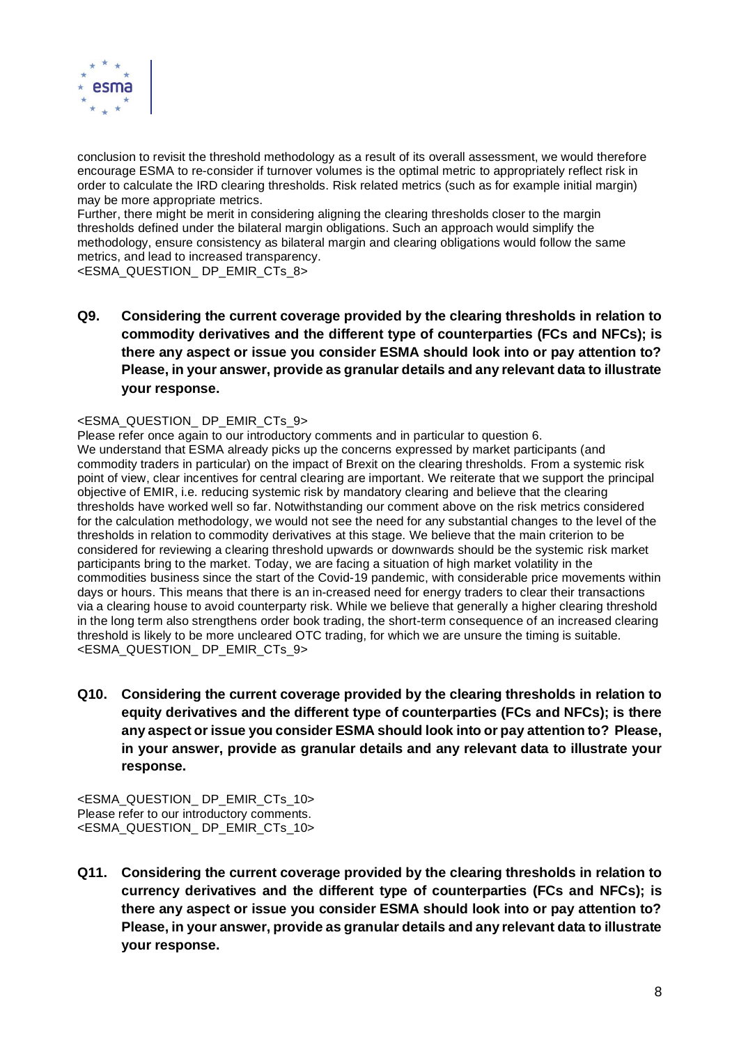conclusion to revisit the threshold methodology as a result of its overall assessment, we would therefore encourage ESMA to re-consider if turnover volumes is the optimal metric to appropriately reflect risk in order to calculate the IRD clearing thresholds. Risk related metrics (such as for example initial margin) may be more appropriate metrics.

Further, there might be merit in considering aligning the clearing thresholds closer to the margin thresholds defined under the bilateral margin obligations. Such an approach would simplify the methodology, ensure consistency as bilateral margin and clearing obligations would follow the same metrics, and lead to increased transparency.

<ESMA_QUESTION_ DP_EMIR_CTs_8>

**Q9. Considering the current coverage provided by the clearing thresholds in relation to commodity derivatives and the different type of counterparties (FCs and NFCs); is there any aspect or issue you consider ESMA should look into or pay attention to? Please, in your answer, provide as granular details and any relevant data to illustrate your response.**

<ESMA_QUESTION_ DP_EMIR_CTs_9>

Please refer once again to our introductory comments and in particular to question 6.

We understand that ESMA already picks up the concerns expressed by market participants (and commodity traders in particular) on the impact of Brexit on the clearing thresholds. From a systemic risk point of view, clear incentives for central clearing are important. We reiterate that we support the principal objective of EMIR, i.e. reducing systemic risk by mandatory clearing and believe that the clearing thresholds have worked well so far. Notwithstanding our comment above on the risk metrics considered for the calculation methodology, we would not see the need for any substantial changes to the level of the thresholds in relation to commodity derivatives at this stage. We believe that the main criterion to be considered for reviewing a clearing threshold upwards or downwards should be the systemic risk market participants bring to the market. Today, we are facing a situation of high market volatility in the commodities business since the start of the Covid-19 pandemic, with considerable price movements within days or hours. This means that there is an in-creased need for energy traders to clear their transactions via a clearing house to avoid counterparty risk. While we believe that generally a higher clearing threshold in the long term also strengthens order book trading, the short-term consequence of an increased clearing threshold is likely to be more uncleared OTC trading, for which we are unsure the timing is suitable.

<ESMA_QUESTION_ DP_EMIR_CTs_9>

**Q10. Considering the current coverage provided by the clearing thresholds in relation to equity derivatives and the different type of counterparties (FCs and NFCs); is there any aspect or issue you consider ESMA should look into or pay attention to? Please, in your answer, provide as granular details and any relevant data to illustrate your response.**

<ESMA_QUESTION_ DP_EMIR_CTs_10>

Please refer to our introductory comments.

<ESMA_QUESTION_ DP_EMIR_CTs_10>

**Q11. Considering the current coverage provided by the clearing thresholds in relation to currency derivatives and the different type of counterparties (FCs and NFCs); is there any aspect or issue you consider ESMA should look into or pay attention to? Please, in your answer, provide as granular details and any relevant data to illustrate your response.**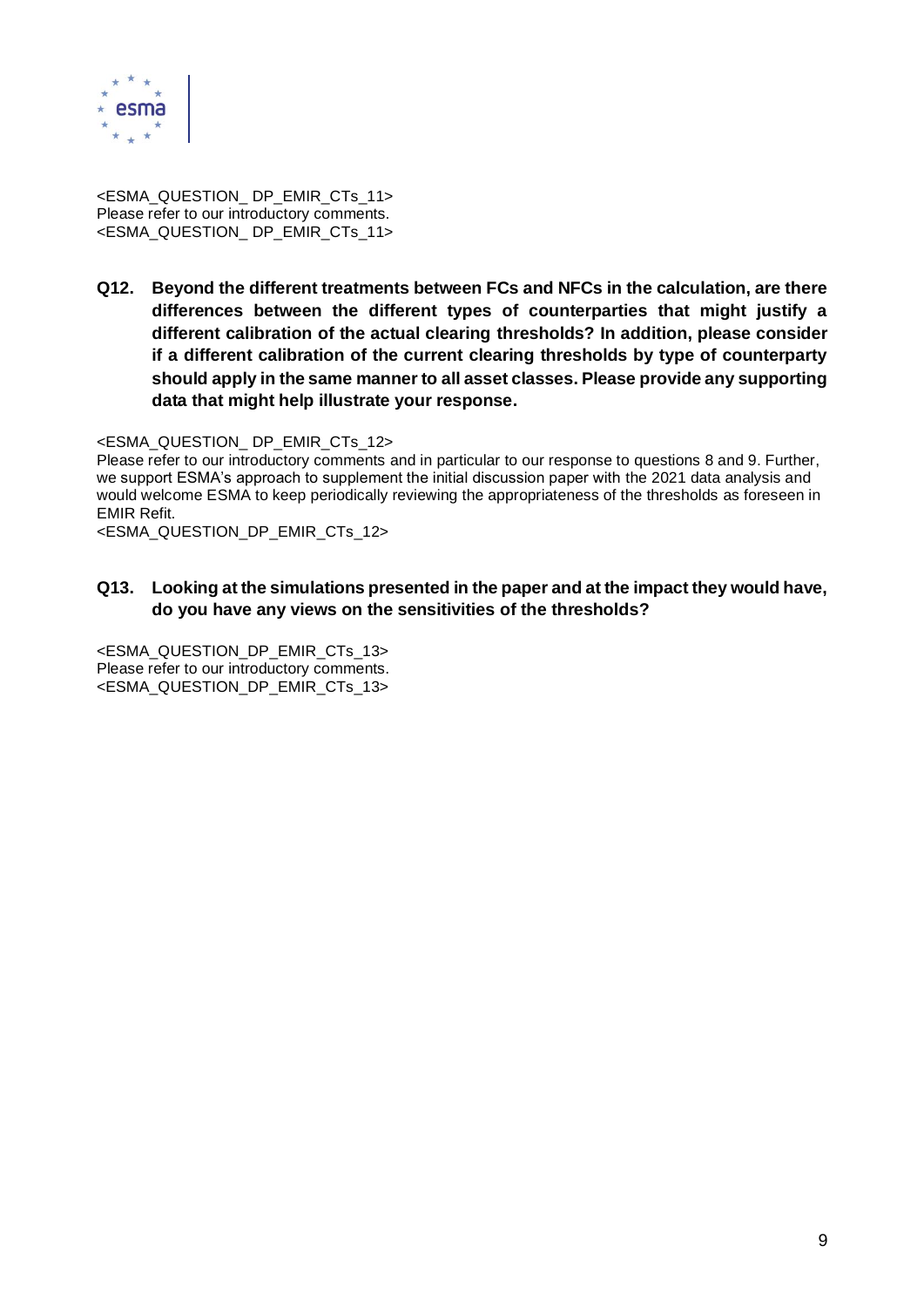<ESMA_QUESTION_ DP_EMIR_CTs_11>
Please refer to our introductory comments.
<ESMA_QUESTION_ DP_EMIR_CTs_11>

**Q12. Beyond the different treatments between FCs and NFCs in the calculation, are there differences between the different types of counterparties that might justify a different calibration of the actual clearing thresholds? In addition, please consider if a different calibration of the current clearing thresholds by type of counterparty should apply in the same manner to all asset classes. Please provide any supporting data that might help illustrate your response.**

<ESMA_QUESTION_ DP_EMIR_CTs_12>
Please refer to our introductory comments and in particular to our response to questions 8 and 9. Further, we support ESMA's approach to supplement the initial discussion paper with the 2021 data analysis and would welcome ESMA to keep periodically reviewing the appropriateness of the thresholds as foreseen in EMIR Refit.
<ESMA_QUESTION_DP_EMIR_CTs_12>

**Q13. Looking at the simulations presented in the paper and at the impact they would have, do you have any views on the sensitivities of the thresholds?**

<ESMA_QUESTION_DP_EMIR_CTs_13>
Please refer to our introductory comments.
<ESMA_QUESTION_DP_EMIR_CTs_13>